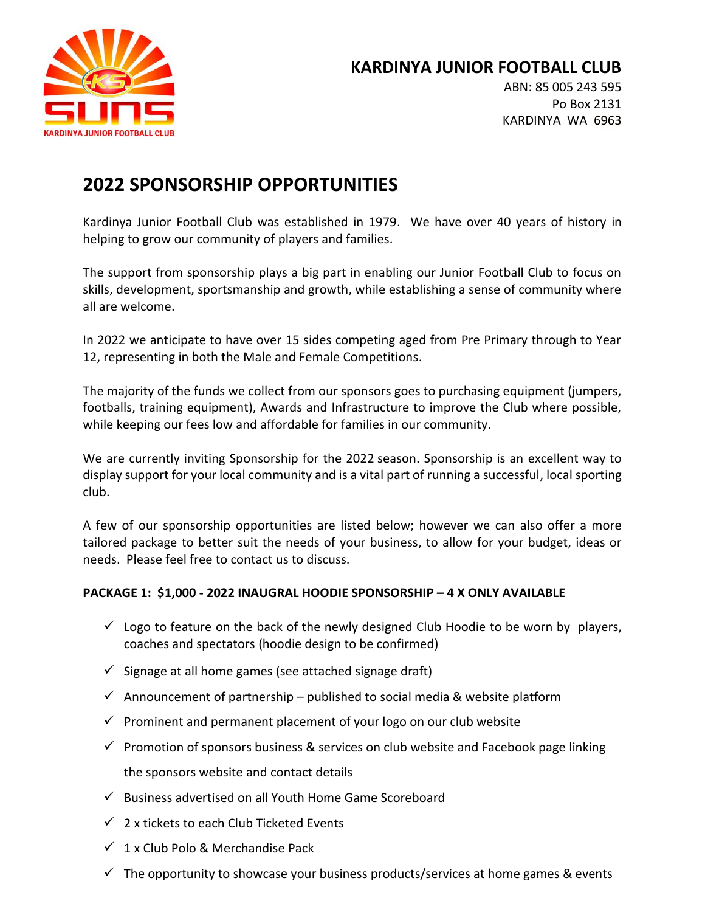# KARDINYA JUNIOR FOOTBALL CLUB

ABN: 85 005 243 595
Po Box 2131
KARDINYA WA 6963

## 2022 SPONSORSHIP OPPORTUNITIES

Kardinya Junior Football Club was established in 1979. We have over 40 years of history in helping to grow our community of players and families.

The support from sponsorship plays a big part in enabling our Junior Football Club to focus on skills, development, sportsmanship and growth, while establishing a sense of community where all are welcome.

In 2022 we anticipate to have over 15 sides competing aged from Pre Primary through to Year 12, representing in both the Male and Female Competitions.

The majority of the funds we collect from our sponsors goes to purchasing equipment (jumpers, footballs, training equipment), Awards and Infrastructure to improve the Club where possible, while keeping our fees low and affordable for families in our community.

We are currently inviting Sponsorship for the 2022 season. Sponsorship is an excellent way to display support for your local community and is a vital part of running a successful, local sporting club.

A few of our sponsorship opportunities are listed below; however we can also offer a more tailored package to better suit the needs of your business, to allow for your budget, ideas or needs. Please feel free to contact us to discuss.

**PACKAGE 1: $1,000 - 2022 INAUGRAL HOODIE SPONSORSHIP – 4 X ONLY AVAILABLE**

- ✓ Logo to feature on the back of the newly designed Club Hoodie to be worn by players, coaches and spectators (hoodie design to be confirmed)
- ✓ Signage at all home games (see attached signage draft)
- ✓ Announcement of partnership – published to social media & website platform
- ✓ Prominent and permanent placement of your logo on our club website
- ✓ Promotion of sponsors business & services on club website and Facebook page linking the sponsors website and contact details
- ✓ Business advertised on all Youth Home Game Scoreboard
- ✓ 2 x tickets to each Club Ticketed Events
- ✓ 1 x Club Polo & Merchandise Pack
- ✓ The opportunity to showcase your business products/services at home games & events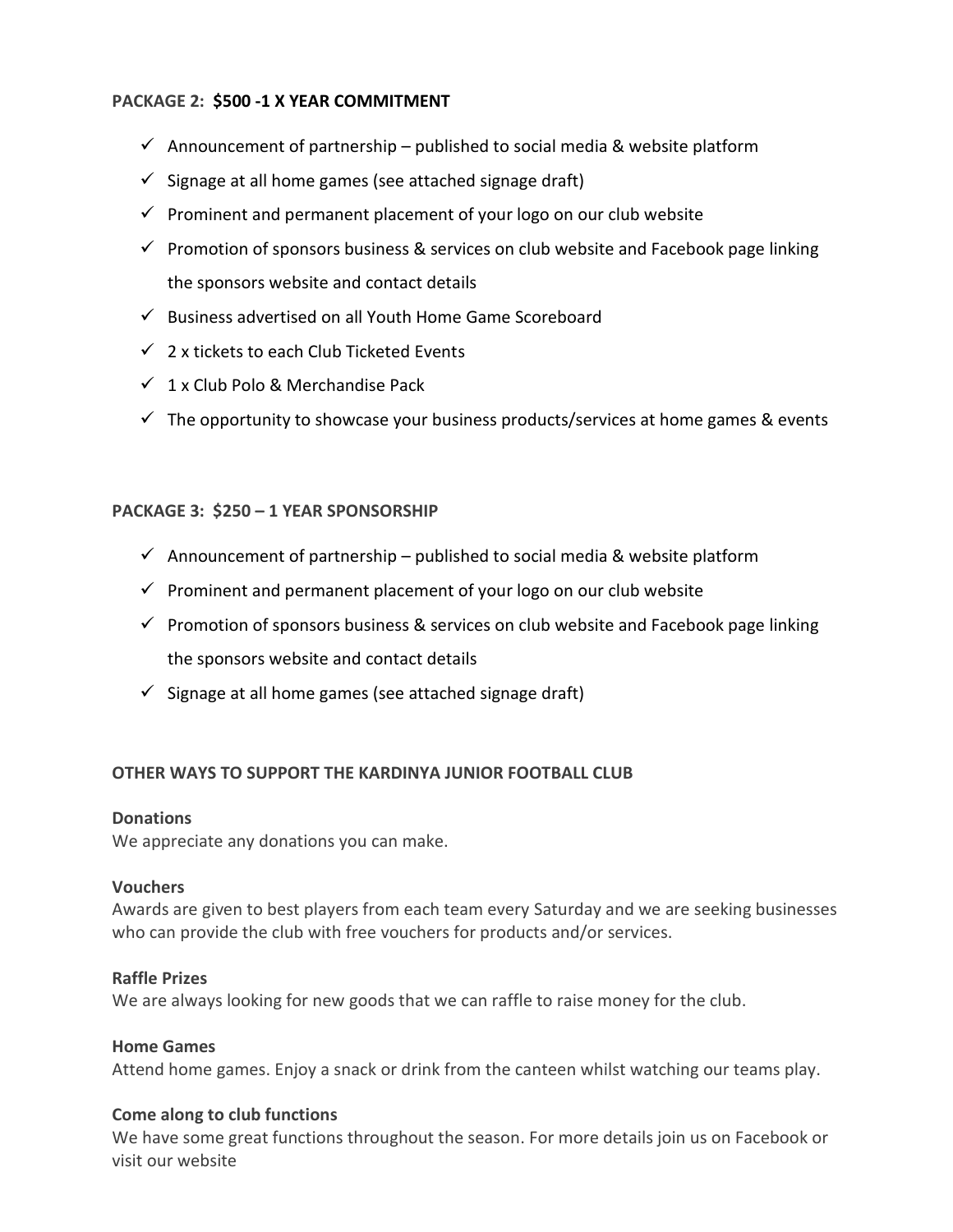**PACKAGE 2: $500 -1 X YEAR COMMITMENT**

- ✓ Announcement of partnership – published to social media & website platform
- ✓ Signage at all home games (see attached signage draft)
- ✓ Prominent and permanent placement of your logo on our club website
- ✓ Promotion of sponsors business & services on club website and Facebook page linking the sponsors website and contact details
- ✓ Business advertised on all Youth Home Game Scoreboard
- ✓ 2 x tickets to each Club Ticketed Events
- ✓ 1 x Club Polo & Merchandise Pack
- ✓ The opportunity to showcase your business products/services at home games & events

**PACKAGE 3: $250 – 1 YEAR SPONSORSHIP**

- ✓ Announcement of partnership – published to social media & website platform
- ✓ Prominent and permanent placement of your logo on our club website
- ✓ Promotion of sponsors business & services on club website and Facebook page linking the sponsors website and contact details
- ✓ Signage at all home games (see attached signage draft)

**OTHER WAYS TO SUPPORT THE KARDINYA JUNIOR FOOTBALL CLUB**

**Donations**
We appreciate any donations you can make.

**Vouchers**
Awards are given to best players from each team every Saturday and we are seeking businesses who can provide the club with free vouchers for products and/or services.

**Raffle Prizes**
We are always looking for new goods that we can raffle to raise money for the club.

**Home Games**
Attend home games. Enjoy a snack or drink from the canteen whilst watching our teams play.

**Come along to club functions**
We have some great functions throughout the season. For more details join us on Facebook or visit our website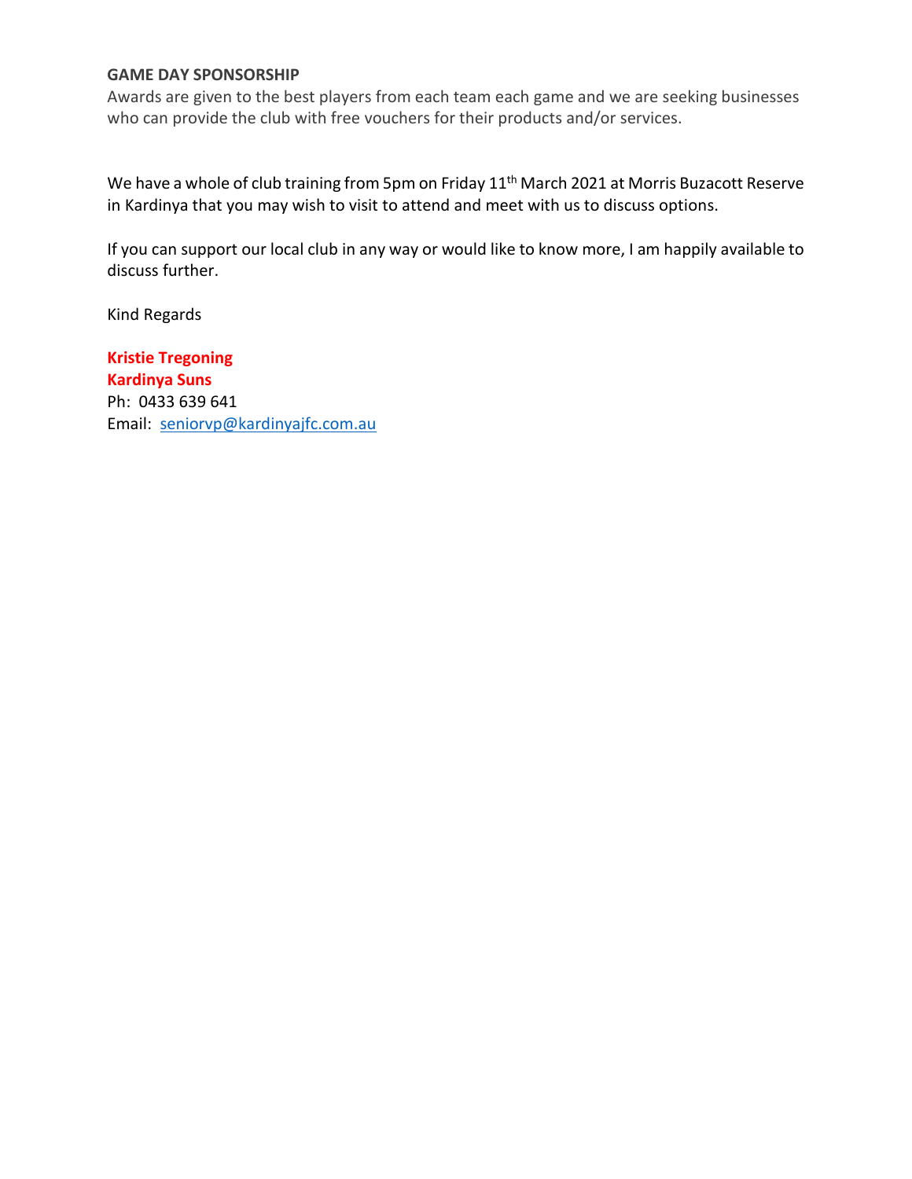**GAME DAY SPONSORSHIP**

Awards are given to the best players from each team each game and we are seeking businesses who can provide the club with free vouchers for their products and/or services.

We have a whole of club training from 5pm on Friday 11th March 2021 at Morris Buzacott Reserve in Kardinya that you may wish to visit to attend and meet with us to discuss options.

If you can support our local club in any way or would like to know more, I am happily available to discuss further.

Kind Regards

**Kristie Tregoning**
**Kardinya Suns**
Ph: 0433 639 641
Email: seniorvp@kardinyajfc.com.au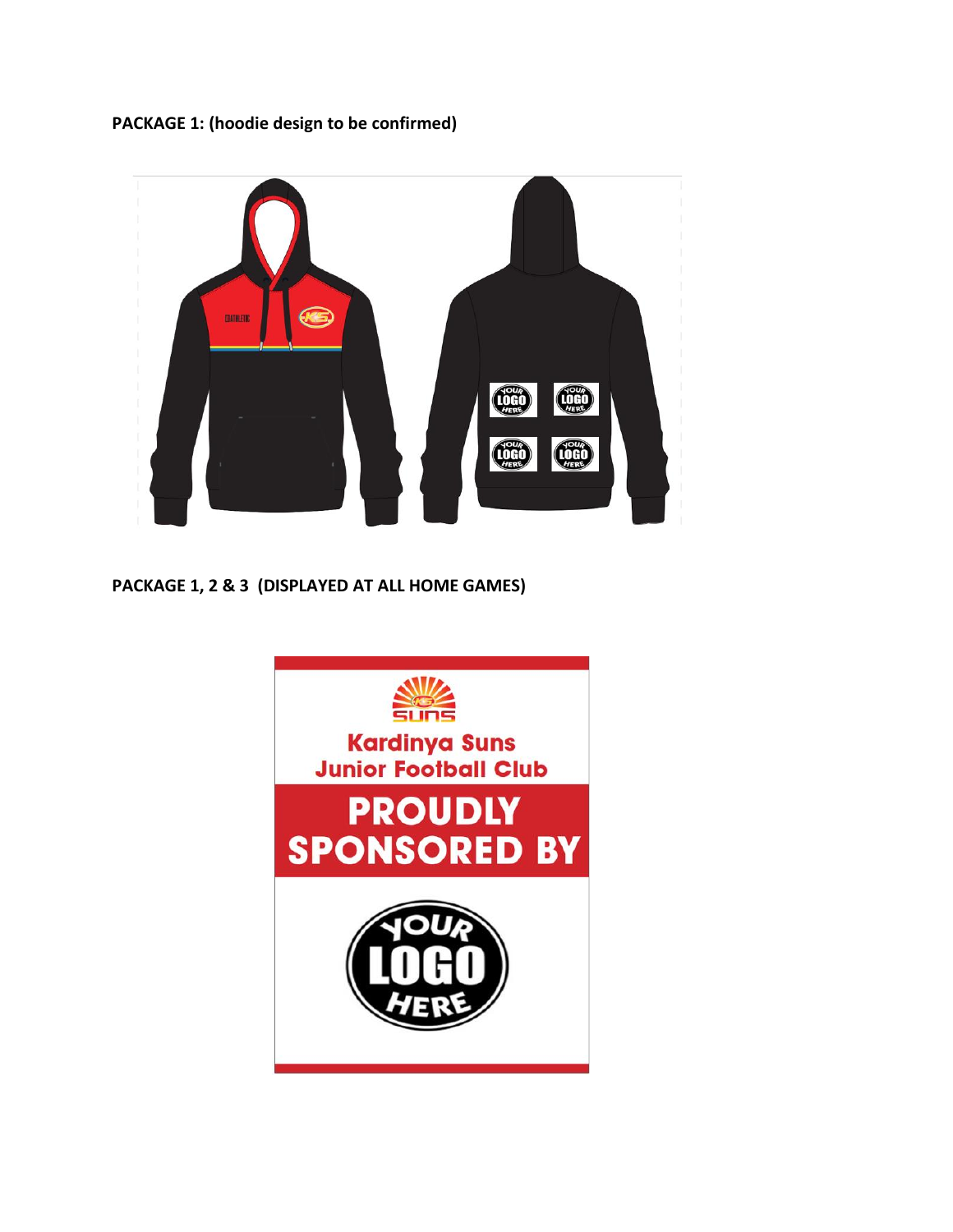**PACKAGE 1: (hoodie design to be confirmed)**

**PACKAGE 1, 2 & 3 (DISPLAYED AT ALL HOME GAMES)**